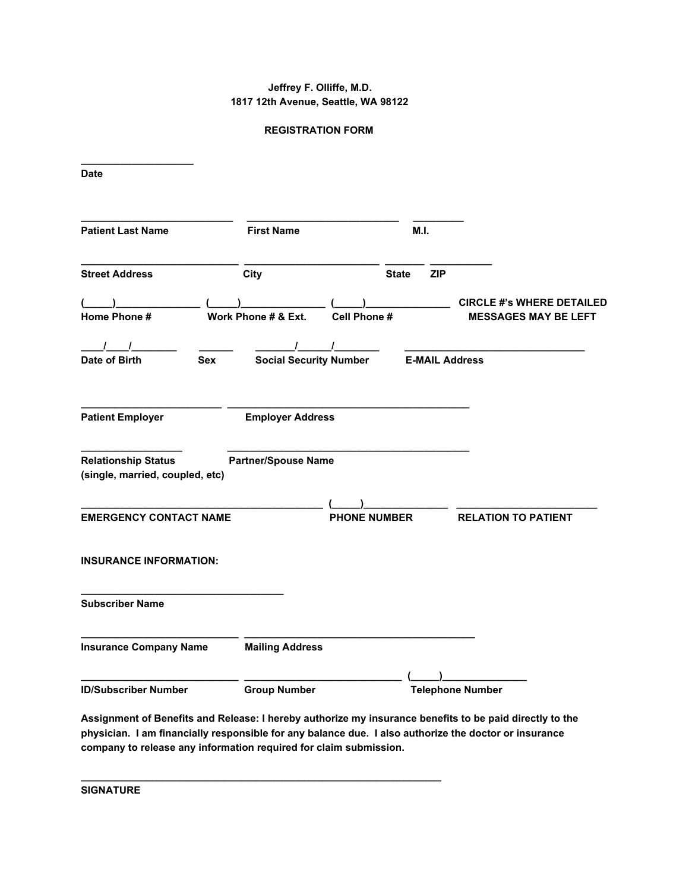**Jeffrey F. Olliffe, M.D.**
**1817 12th Avenue, Seattle, WA 98122**

**REGISTRATION FORM**

____________________
**Date**

____________________________ ____________________________ _________
**Patient Last Name** **First Name** **M.I.**

_____________________________ _________________________ _______ ___________
**Street Address** **City** **State** **ZIP**

(_____)_______________ (_____)_______________ (_____)_______________ **CIRCLE #'s WHERE DETAILED**
**Home Phone #** **Work Phone # & Ext.** **Cell Phone #** **MESSAGES MAY BE LEFT**

____/____/________ ______ _______/______/________ _________________________________
**Date of Birth** **Sex** **Social Security Number** **E-MAIL Address**

_________________________ _____________________________________________
**Patient Employer** **Employer Address**

__________________ _____________________________________________
**Relationship Status** **Partner/Spouse Name**
**(single, married, coupled, etc)**

____________________________________________ (_____)_______________ __________________________
**EMERGENCY CONTACT NAME** **PHONE NUMBER** **RELATION TO PATIENT**

**INSURANCE INFORMATION:**

_____________________________________
**Subscriber Name**

_____________________________ __________________________________________
**Insurance Company Name** **Mailing Address**

_____________________________ ____________________________ (_____)_______________
**ID/Subscriber Number** **Group Number** **Telephone Number**

**Assignment of Benefits and Release: I hereby authorize my insurance benefits to be paid directly to the physician. I am financially responsible for any balance due. I also authorize the doctor or insurance company to release any information required for claim submission.**

__________________________________________________________________
**SIGNATURE**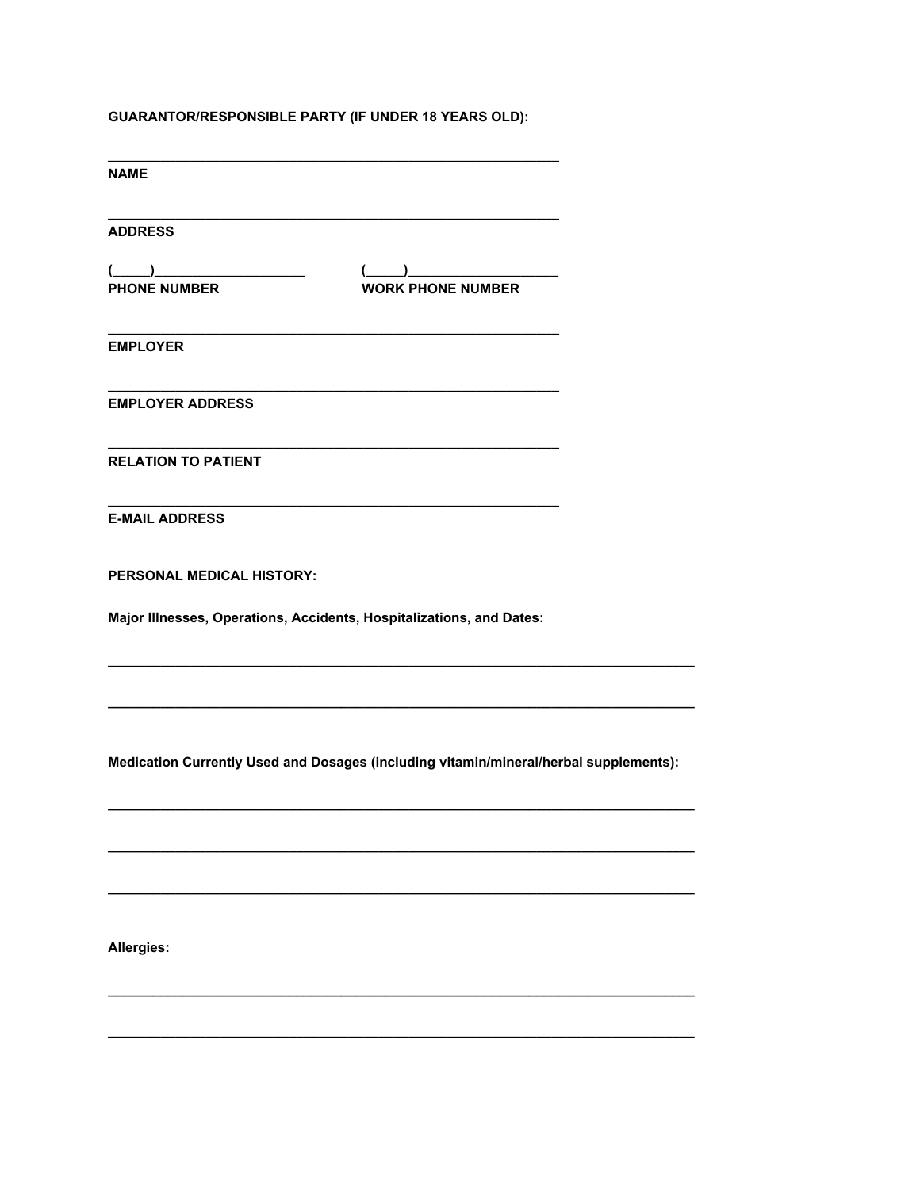**GUARANTOR/RESPONSIBLE PARTY (IF UNDER 18 YEARS OLD):**

___________________________________________________________

**NAME**

___________________________________________________________

**ADDRESS**

(_____)____________________ (_____)____________________

**PHONE NUMBER** **WORK PHONE NUMBER**

___________________________________________________________

**EMPLOYER**

___________________________________________________________

**EMPLOYER ADDRESS**

___________________________________________________________

**RELATION TO PATIENT**

___________________________________________________________

**E-MAIL ADDRESS**

**PERSONAL MEDICAL HISTORY:**

**Major Illnesses, Operations, Accidents, Hospitalizations, and Dates:**

_____________________________________________________________________________

_____________________________________________________________________________

**Medication Currently Used and Dosages (including vitamin/mineral/herbal supplements):**

_____________________________________________________________________________

_____________________________________________________________________________

_____________________________________________________________________________

**Allergies:**

_____________________________________________________________________________

_____________________________________________________________________________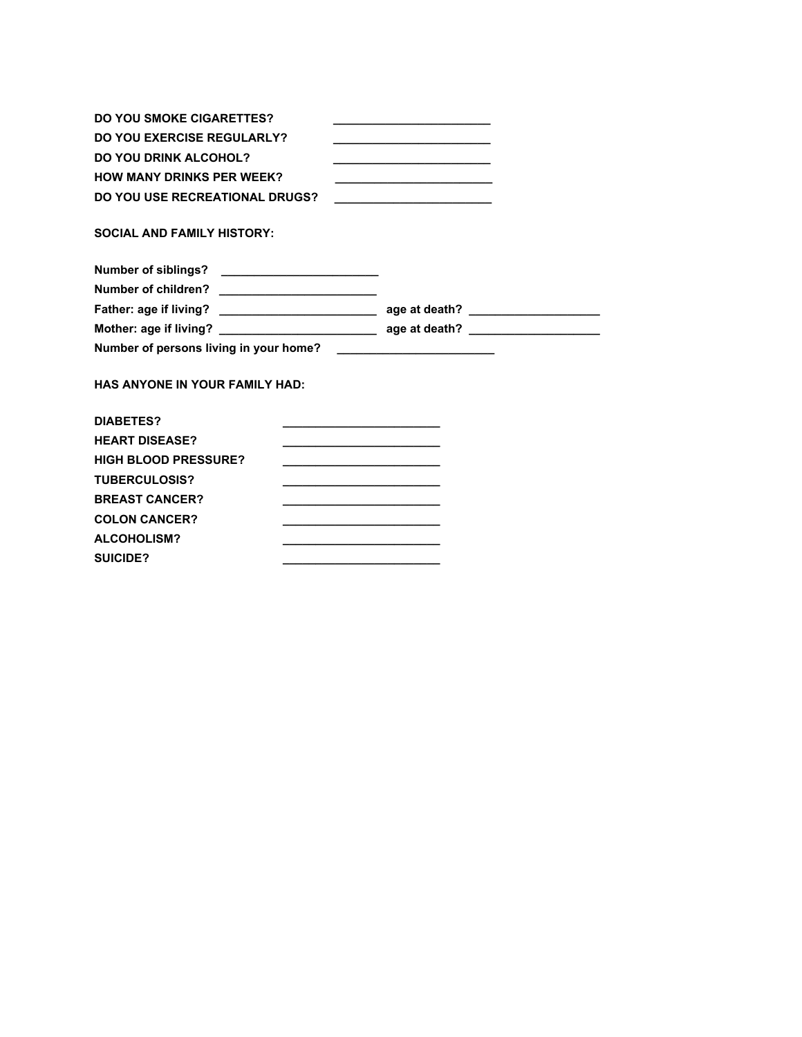**DO YOU SMOKE CIGARETTES?** ________________________

**DO YOU EXERCISE REGULARLY?** ________________________

**DO YOU DRINK ALCOHOL?** ________________________

**HOW MANY DRINKS PER WEEK?** ________________________

**DO YOU USE RECREATIONAL DRUGS?** ________________________

**SOCIAL AND FAMILY HISTORY:**

**Number of siblings?** ________________________

**Number of children?** ________________________

**Father: age if living?** ________________________ **age at death?** ____________________

**Mother: age if living?** ________________________ **age at death?** ____________________

**Number of persons living in your home?** ________________________

**HAS ANYONE IN YOUR FAMILY HAD:**

**DIABETES?** ________________________

**HEART DISEASE?** ________________________

**HIGH BLOOD PRESSURE?** ________________________

**TUBERCULOSIS?** ________________________

**BREAST CANCER?** ________________________

**COLON CANCER?** ________________________

**ALCOHOLISM?** ________________________

**SUICIDE?** ________________________